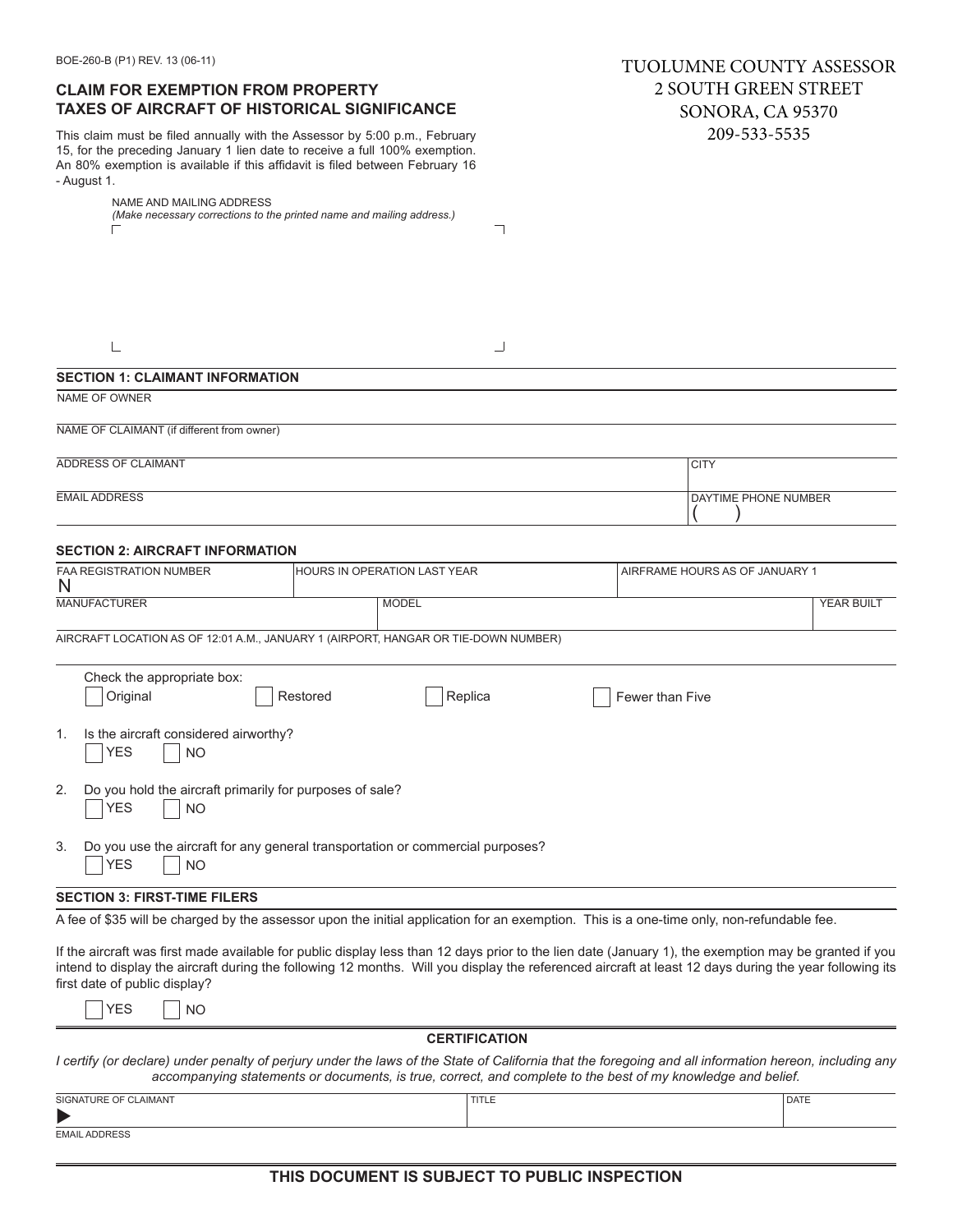BOE-260-B (P1) REV. 13 (06-11)

**TUOLUMNE COUNTY ASSESSOR**
**2 SOUTH GREEN STREET**
**SONORA, CA 95370**
**209-533-5535**

## CLAIM FOR EXEMPTION FROM PROPERTY TAXES OF AIRCRAFT OF HISTORICAL SIGNIFICANCE

This claim must be filed annually with the Assessor by 5:00 p.m., February 15, for the preceding January 1 lien date to receive a full 100% exemption. An 80% exemption is available if this affidavit is filed between February 16 - August 1.

NAME AND MAILING ADDRESS
*(Make necessary corrections to the printed name and mailing address.)*

### SECTION 1: CLAIMANT INFORMATION

| NAME OF OWNER | |
|---|---|
| NAME OF CLAIMANT (if different from owner) | |
| ADDRESS OF CLAIMANT | CITY |
| EMAIL ADDRESS | DAYTIME PHONE NUMBER ( ) |

### SECTION 2: AIRCRAFT INFORMATION

| FAA REGISTRATION NUMBER N | HOURS IN OPERATION LAST YEAR | AIRFRAME HOURS AS OF JANUARY 1 |
|---|---|---|

| MANUFACTURER | MODEL | YEAR BUILT |
|---|---|---|

AIRCRAFT LOCATION AS OF 12:01 A.M., JANUARY 1 (AIRPORT, HANGAR OR TIE-DOWN NUMBER)

Check the appropriate box:

☐ Original ☐ Restored ☐ Replica ☐ Fewer than Five

1. Is the aircraft considered airworthy?
   ☐ YES ☐ NO

2. Do you hold the aircraft primarily for purposes of sale?
   ☐ YES ☐ NO

3. Do you use the aircraft for any general transportation or commercial purposes?
   ☐ YES ☐ NO

### SECTION 3: FIRST-TIME FILERS

A fee of $35 will be charged by the assessor upon the initial application for an exemption. This is a one-time only, non-refundable fee.

If the aircraft was first made available for public display less than 12 days prior to the lien date (January 1), the exemption may be granted if you intend to display the aircraft during the following 12 months. Will you display the referenced aircraft at least 12 days during the year following its first date of public display?

☐ YES ☐ NO

### CERTIFICATION

*I certify (or declare) under penalty of perjury under the laws of the State of California that the foregoing and all information hereon, including any accompanying statements or documents, is true, correct, and complete to the best of my knowledge and belief.*

| SIGNATURE OF CLAIMANT ▶ | TITLE | DATE |
|---|---|---|

EMAIL ADDRESS

**THIS DOCUMENT IS SUBJECT TO PUBLIC INSPECTION**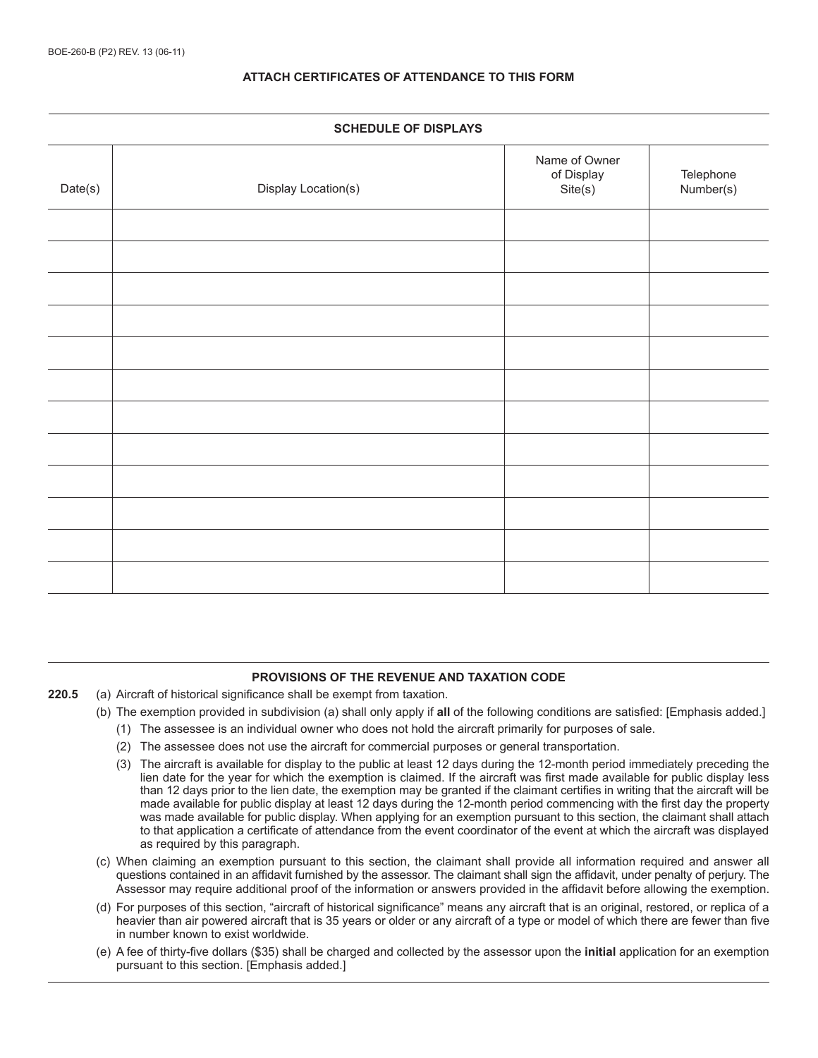BOE-260-B (P2) REV. 13 (06-11)

**ATTACH CERTIFICATES OF ATTENDANCE TO THIS FORM**

**SCHEDULE OF DISPLAYS**

| Date(s) | Display Location(s) | Name of Owner of Display Site(s) | Telephone Number(s) |
|---|---|---|---|
| | | | |
| | | | |
| | | | |
| | | | |
| | | | |
| | | | |
| | | | |
| | | | |
| | | | |
| | | | |
| | | | |
| | | | |

**PROVISIONS OF THE REVENUE AND TAXATION CODE**

**220.5** (a) Aircraft of historical significance shall be exempt from taxation.

(b) The exemption provided in subdivision (a) shall only apply if **all** of the following conditions are satisfied: [Emphasis added.]

(1) The assessee is an individual owner who does not hold the aircraft primarily for purposes of sale.

(2) The assessee does not use the aircraft for commercial purposes or general transportation.

(3) The aircraft is available for display to the public at least 12 days during the 12-month period immediately preceding the lien date for the year for which the exemption is claimed. If the aircraft was first made available for public display less than 12 days prior to the lien date, the exemption may be granted if the claimant certifies in writing that the aircraft will be made available for public display at least 12 days during the 12-month period commencing with the first day the property was made available for public display. When applying for an exemption pursuant to this section, the claimant shall attach to that application a certificate of attendance from the event coordinator of the event at which the aircraft was displayed as required by this paragraph.

(c) When claiming an exemption pursuant to this section, the claimant shall provide all information required and answer all questions contained in an affidavit furnished by the assessor. The claimant shall sign the affidavit, under penalty of perjury. The Assessor may require additional proof of the information or answers provided in the affidavit before allowing the exemption.

(d) For purposes of this section, "aircraft of historical significance" means any aircraft that is an original, restored, or replica of a heavier than air powered aircraft that is 35 years or older or any aircraft of a type or model of which there are fewer than five in number known to exist worldwide.

(e) A fee of thirty-five dollars ($35) shall be charged and collected by the assessor upon the **initial** application for an exemption pursuant to this section. [Emphasis added.]